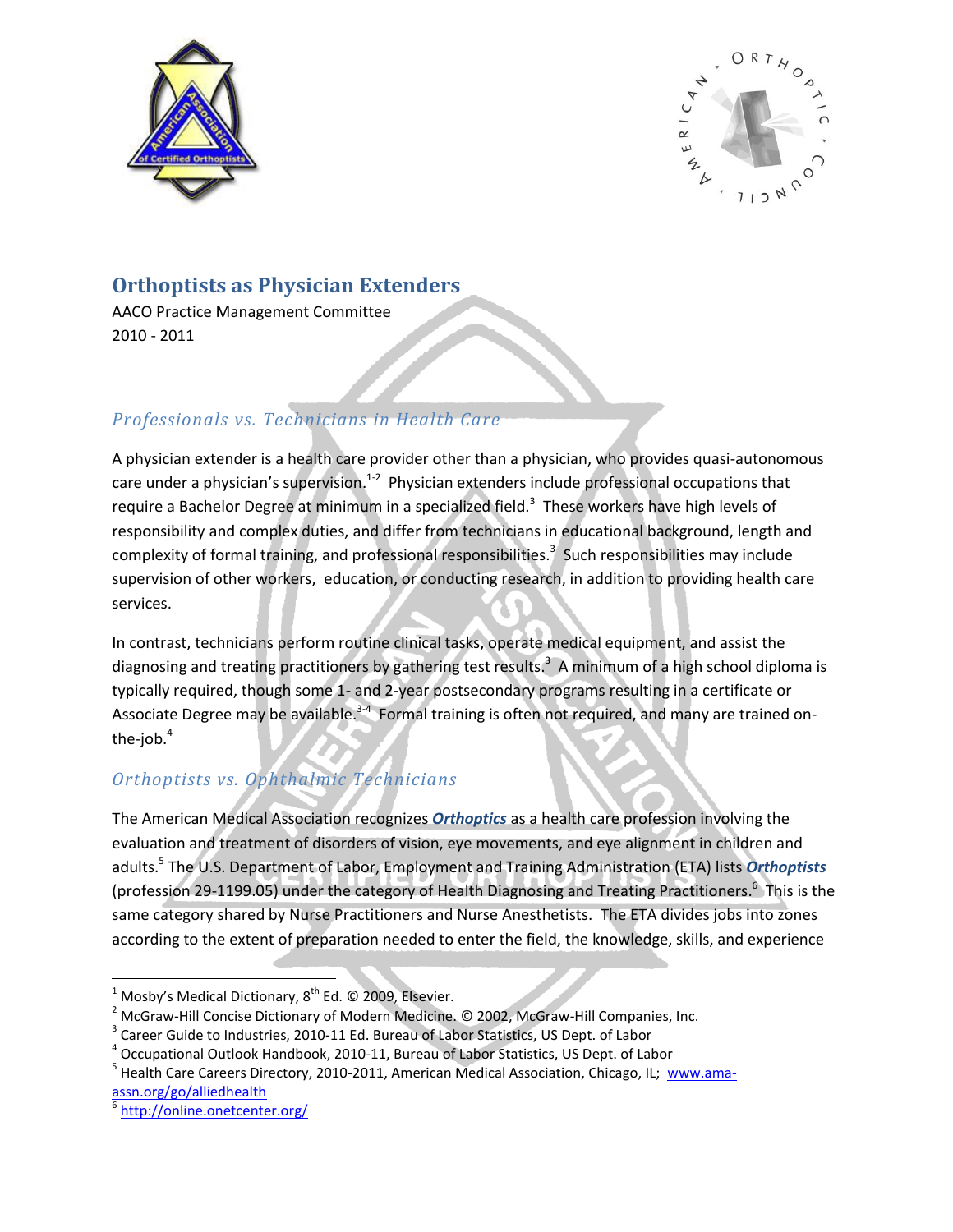# Orthoptists as Physician Extenders

AACO Practice Management Committee
2010 - 2011

## *Professionals vs. Technicians in Health Care*

A physician extender is a health care provider other than a physician, who provides quasi-autonomous care under a physician's supervision.[1-2] Physician extenders include professional occupations that require a Bachelor Degree at minimum in a specialized field.[3] These workers have high levels of responsibility and complex duties, and differ from technicians in educational background, length and complexity of formal training, and professional responsibilities.[3] Such responsibilities may include supervision of other workers, education, or conducting research, in addition to providing health care services.

In contrast, technicians perform routine clinical tasks, operate medical equipment, and assist the diagnosing and treating practitioners by gathering test results.[3] A minimum of a high school diploma is typically required, though some 1- and 2-year postsecondary programs resulting in a certificate or Associate Degree may be available.[3-4] Formal training is often not required, and many are trained on-the-job.[4]

## *Orthoptists vs. Ophthalmic Technicians*

The American Medical Association recognizes ***Orthoptics*** as a health care profession involving the evaluation and treatment of disorders of vision, eye movements, and eye alignment in children and adults.[5] The U.S. Department of Labor, Employment and Training Administration (ETA) lists ***Orthoptists*** (profession 29-1199.05) under the category of Health Diagnosing and Treating Practitioners.[6] This is the same category shared by Nurse Practitioners and Nurse Anesthetists. The ETA divides jobs into zones according to the extent of preparation needed to enter the field, the knowledge, skills, and experience

---

[1] Mosby's Medical Dictionary, 8th Ed. © 2009, Elsevier.
[2] McGraw-Hill Concise Dictionary of Modern Medicine. © 2002, McGraw-Hill Companies, Inc.
[3] Career Guide to Industries, 2010-11 Ed. Bureau of Labor Statistics, US Dept. of Labor
[4] Occupational Outlook Handbook, 2010-11, Bureau of Labor Statistics, US Dept. of Labor
[5] Health Care Careers Directory, 2010-2011, American Medical Association, Chicago, IL; www.ama-assn.org/go/alliedhealth
[6] http://online.onetcenter.org/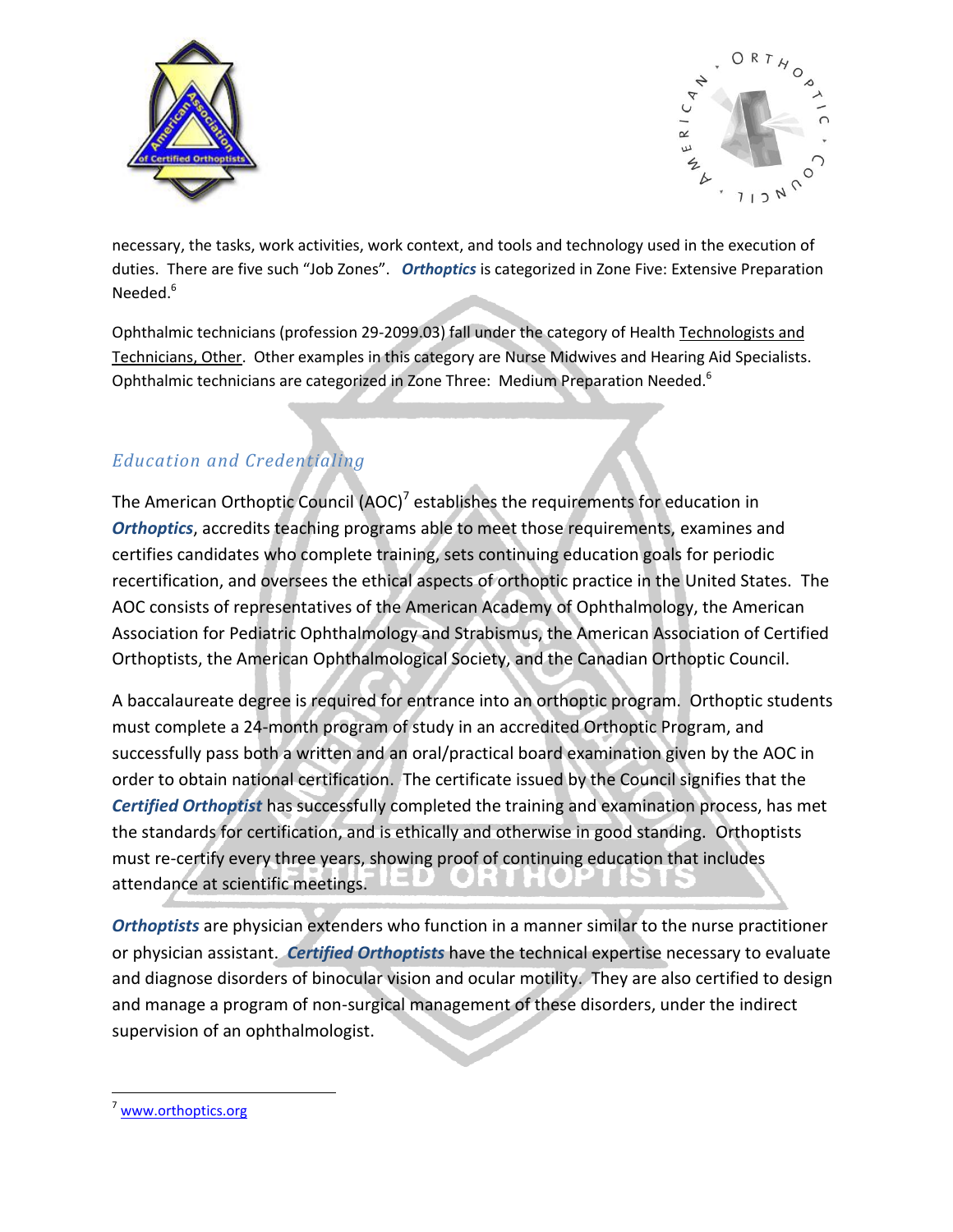necessary, the tasks, work activities, work context, and tools and technology used in the execution of duties. There are five such "Job Zones". ***Orthoptics*** is categorized in Zone Five: Extensive Preparation Needed.[6]

Ophthalmic technicians (profession 29-2099.03) fall under the category of Health Technologists and Technicians, Other. Other examples in this category are Nurse Midwives and Hearing Aid Specialists. Ophthalmic technicians are categorized in Zone Three: Medium Preparation Needed.[6]

## *Education and Credentialing*

The American Orthoptic Council (AOC)[7] establishes the requirements for education in ***Orthoptics***, accredits teaching programs able to meet those requirements, examines and certifies candidates who complete training, sets continuing education goals for periodic recertification, and oversees the ethical aspects of orthoptic practice in the United States. The AOC consists of representatives of the American Academy of Ophthalmology, the American Association for Pediatric Ophthalmology and Strabismus, the American Association of Certified Orthoptists, the American Ophthalmological Society, and the Canadian Orthoptic Council.

A baccalaureate degree is required for entrance into an orthoptic program. Orthoptic students must complete a 24-month program of study in an accredited Orthoptic Program, and successfully pass both a written and an oral/practical board examination given by the AOC in order to obtain national certification. The certificate issued by the Council signifies that the ***Certified Orthoptist*** has successfully completed the training and examination process, has met the standards for certification, and is ethically and otherwise in good standing. Orthoptists must re-certify every three years, showing proof of continuing education that includes attendance at scientific meetings.

***Orthoptists*** are physician extenders who function in a manner similar to the nurse practitioner or physician assistant. ***Certified Orthoptists*** have the technical expertise necessary to evaluate and diagnose disorders of binocular vision and ocular motility. They are also certified to design and manage a program of non-surgical management of these disorders, under the indirect supervision of an ophthalmologist.

---

[7] www.orthoptics.org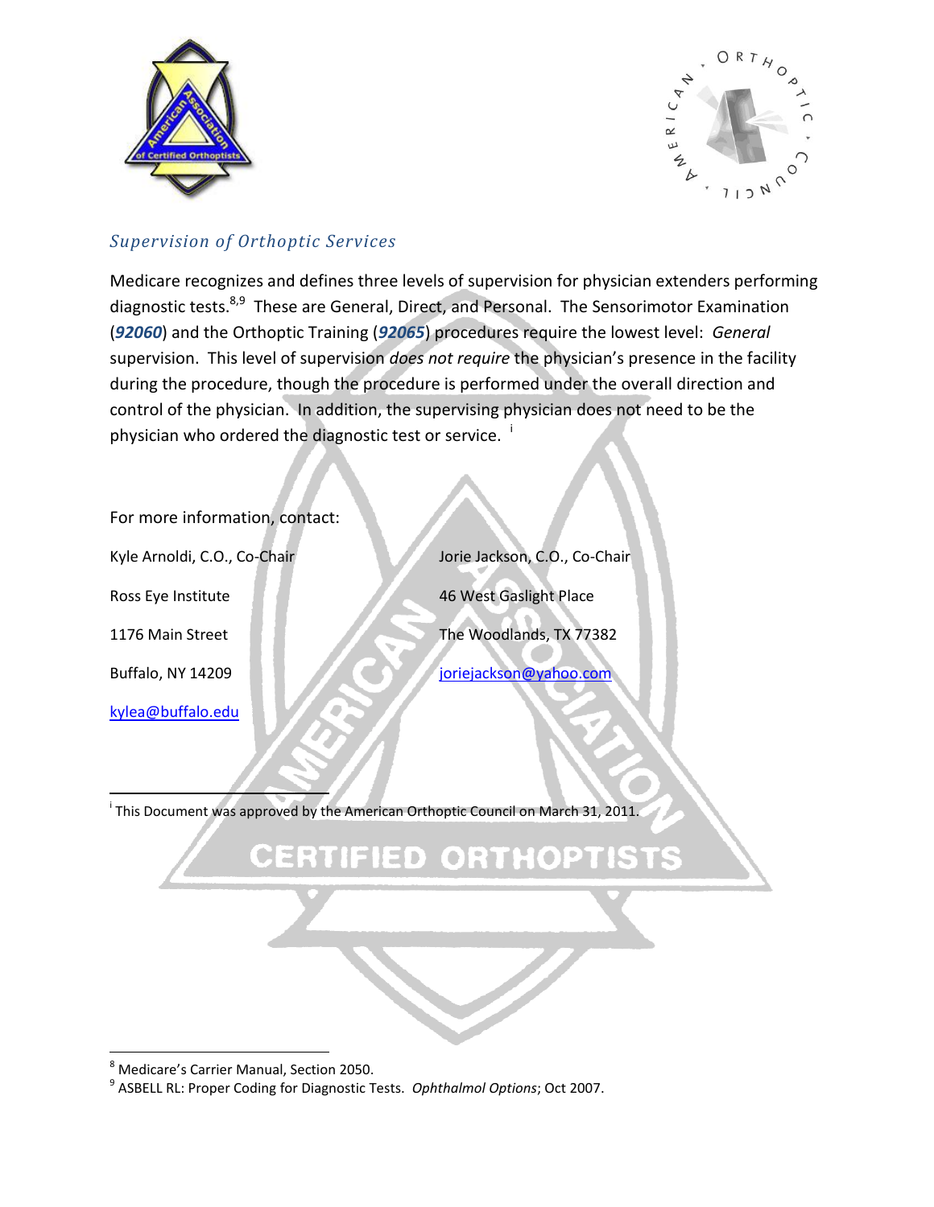## *Supervision of Orthoptic Services*

Medicare recognizes and defines three levels of supervision for physician extenders performing diagnostic tests.[8,9] These are General, Direct, and Personal. The Sensorimotor Examination (***92060***) and the Orthoptic Training (***92065***) procedures require the lowest level: *General* supervision. This level of supervision *does not require* the physician's presence in the facility during the procedure, though the procedure is performed under the overall direction and control of the physician. In addition, the supervising physician does not need to be the physician who ordered the diagnostic test or service. [i]

For more information, contact:

Kyle Arnoldi, C.O., Co-Chair
Ross Eye Institute
1176 Main Street
Buffalo, NY 14209
kylea@buffalo.edu

Jorie Jackson, C.O., Co-Chair
46 West Gaslight Place
The Woodlands, TX 77382
joriejackson@yahoo.com

---

[i] This Document was approved by the American Orthoptic Council on March 31, 2011.

[8] Medicare's Carrier Manual, Section 2050.

[9] ASBELL RL: Proper Coding for Diagnostic Tests. *Ophthalmol Options*; Oct 2007.